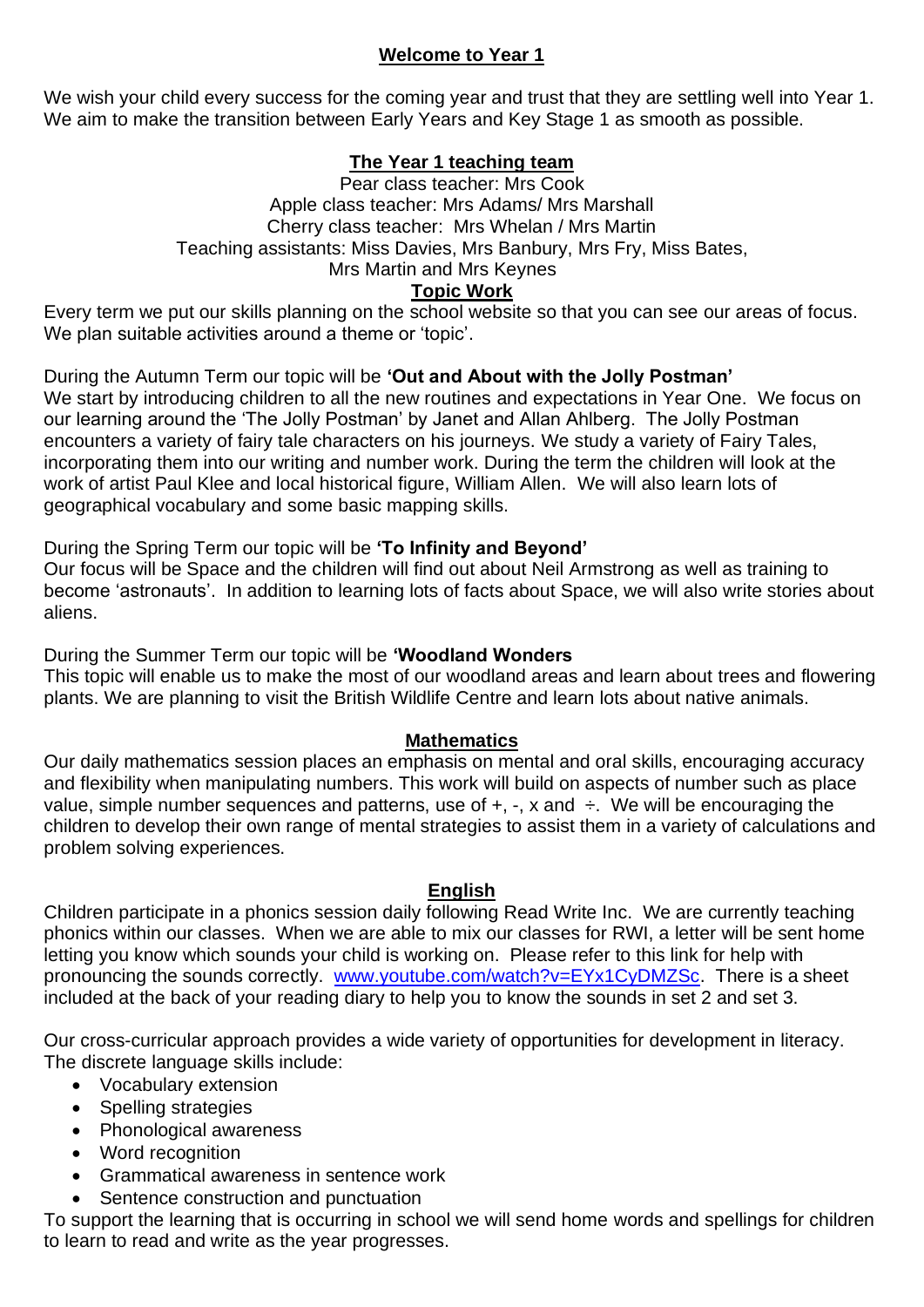# Welcome to Year 1

We wish your child every success for the coming year and trust that they are settling well into Year 1. We aim to make the transition between Early Years and Key Stage 1 as smooth as possible.

## The Year 1 teaching team

Pear class teacher: Mrs Cook
Apple class teacher: Mrs Adams/ Mrs Marshall
Cherry class teacher: Mrs Whelan / Mrs Martin
Teaching assistants: Miss Davies, Mrs Banbury, Mrs Fry, Miss Bates,
Mrs Martin and Mrs Keynes

## Topic Work

Every term we put our skills planning on the school website so that you can see our areas of focus. We plan suitable activities around a theme or 'topic'.

During the Autumn Term our topic will be **'Out and About with the Jolly Postman'**
We start by introducing children to all the new routines and expectations in Year One. We focus on our learning around the 'The Jolly Postman' by Janet and Allan Ahlberg. The Jolly Postman encounters a variety of fairy tale characters on his journeys. We study a variety of Fairy Tales, incorporating them into our writing and number work. During the term the children will look at the work of artist Paul Klee and local historical figure, William Allen. We will also learn lots of geographical vocabulary and some basic mapping skills.

During the Spring Term our topic will be **'To Infinity and Beyond'**
Our focus will be Space and the children will find out about Neil Armstrong as well as training to become 'astronauts'. In addition to learning lots of facts about Space, we will also write stories about aliens.

During the Summer Term our topic will be **'Woodland Wonders**
This topic will enable us to make the most of our woodland areas and learn about trees and flowering plants. We are planning to visit the British Wildlife Centre and learn lots about native animals.

## Mathematics

Our daily mathematics session places an emphasis on mental and oral skills, encouraging accuracy and flexibility when manipulating numbers. This work will build on aspects of number such as place value, simple number sequences and patterns, use of +, -, x and ÷. We will be encouraging the children to develop their own range of mental strategies to assist them in a variety of calculations and problem solving experiences.

## English

Children participate in a phonics session daily following Read Write Inc. We are currently teaching phonics within our classes. When we are able to mix our classes for RWI, a letter will be sent home letting you know which sounds your child is working on. Please refer to this link for help with pronouncing the sounds correctly. [www.youtube.com/watch?v=EYx1CyDMZSc](www.youtube.com/watch?v=EYx1CyDMZSc). There is a sheet included at the back of your reading diary to help you to know the sounds in set 2 and set 3.

Our cross-curricular approach provides a wide variety of opportunities for development in literacy. The discrete language skills include:

- Vocabulary extension
- Spelling strategies
- Phonological awareness
- Word recognition
- Grammatical awareness in sentence work
- Sentence construction and punctuation

To support the learning that is occurring in school we will send home words and spellings for children to learn to read and write as the year progresses.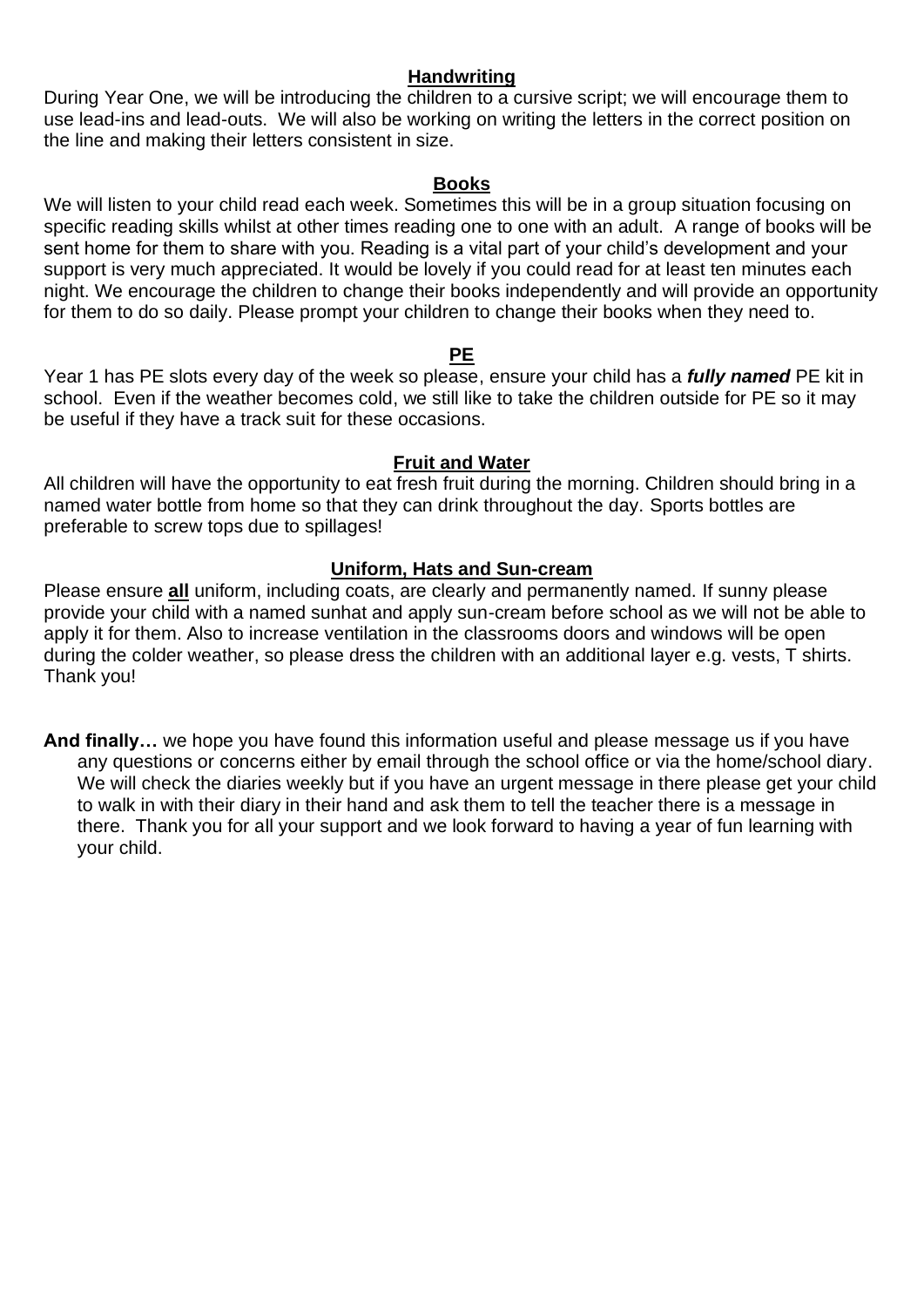## Handwriting

During Year One, we will be introducing the children to a cursive script; we will encourage them to use lead-ins and lead-outs. We will also be working on writing the letters in the correct position on the line and making their letters consistent in size.

## Books

We will listen to your child read each week. Sometimes this will be in a group situation focusing on specific reading skills whilst at other times reading one to one with an adult. A range of books will be sent home for them to share with you. Reading is a vital part of your child's development and your support is very much appreciated. It would be lovely if you could read for at least ten minutes each night. We encourage the children to change their books independently and will provide an opportunity for them to do so daily. Please prompt your children to change their books when they need to.

## PE

Year 1 has PE slots every day of the week so please, ensure your child has a ***fully named*** PE kit in school. Even if the weather becomes cold, we still like to take the children outside for PE so it may be useful if they have a track suit for these occasions.

## Fruit and Water

All children will have the opportunity to eat fresh fruit during the morning. Children should bring in a named water bottle from home so that they can drink throughout the day. Sports bottles are preferable to screw tops due to spillages!

## Uniform, Hats and Sun-cream

Please ensure **all** uniform, including coats, are clearly and permanently named. If sunny please provide your child with a named sunhat and apply sun-cream before school as we will not be able to apply it for them. Also to increase ventilation in the classrooms doors and windows will be open during the colder weather, so please dress the children with an additional layer e.g. vests, T shirts. Thank you!

**And finally…** we hope you have found this information useful and please message us if you have any questions or concerns either by email through the school office or via the home/school diary. We will check the diaries weekly but if you have an urgent message in there please get your child to walk in with their diary in their hand and ask them to tell the teacher there is a message in there. Thank you for all your support and we look forward to having a year of fun learning with your child.